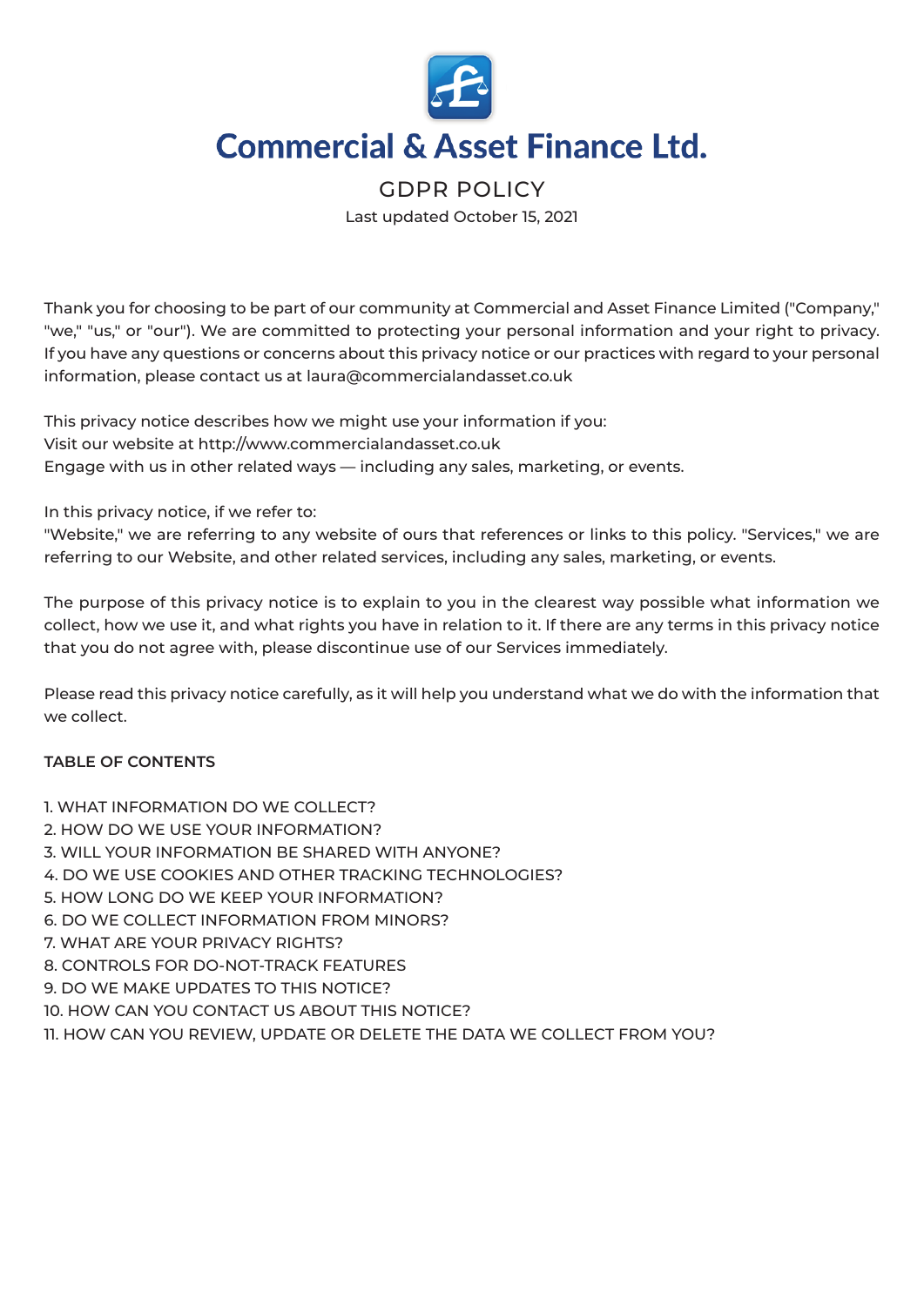# Commercial & Asset Finance Ltd.

## GDPR POLICY

Last updated October 15, 2021

Thank you for choosing to be part of our community at Commercial and Asset Finance Limited ("Company," "we," "us," or "our"). We are committed to protecting your personal information and your right to privacy. If you have any questions or concerns about this privacy notice or our practices with regard to your personal information, please contact us at laura@commercialandasset.co.uk

This privacy notice describes how we might use your information if you:
Visit our website at http://www.commercialandasset.co.uk
Engage with us in other related ways — including any sales, marketing, or events.

In this privacy notice, if we refer to:
"Website," we are referring to any website of ours that references or links to this policy. "Services," we are referring to our Website, and other related services, including any sales, marketing, or events.

The purpose of this privacy notice is to explain to you in the clearest way possible what information we collect, how we use it, and what rights you have in relation to it. If there are any terms in this privacy notice that you do not agree with, please discontinue use of our Services immediately.

Please read this privacy notice carefully, as it will help you understand what we do with the information that we collect.

**TABLE OF CONTENTS**

1. WHAT INFORMATION DO WE COLLECT?
2. HOW DO WE USE YOUR INFORMATION?
3. WILL YOUR INFORMATION BE SHARED WITH ANYONE?
4. DO WE USE COOKIES AND OTHER TRACKING TECHNOLOGIES?
5. HOW LONG DO WE KEEP YOUR INFORMATION?
6. DO WE COLLECT INFORMATION FROM MINORS?
7. WHAT ARE YOUR PRIVACY RIGHTS?
8. CONTROLS FOR DO-NOT-TRACK FEATURES
9. DO WE MAKE UPDATES TO THIS NOTICE?
10. HOW CAN YOU CONTACT US ABOUT THIS NOTICE?
11. HOW CAN YOU REVIEW, UPDATE OR DELETE THE DATA WE COLLECT FROM YOU?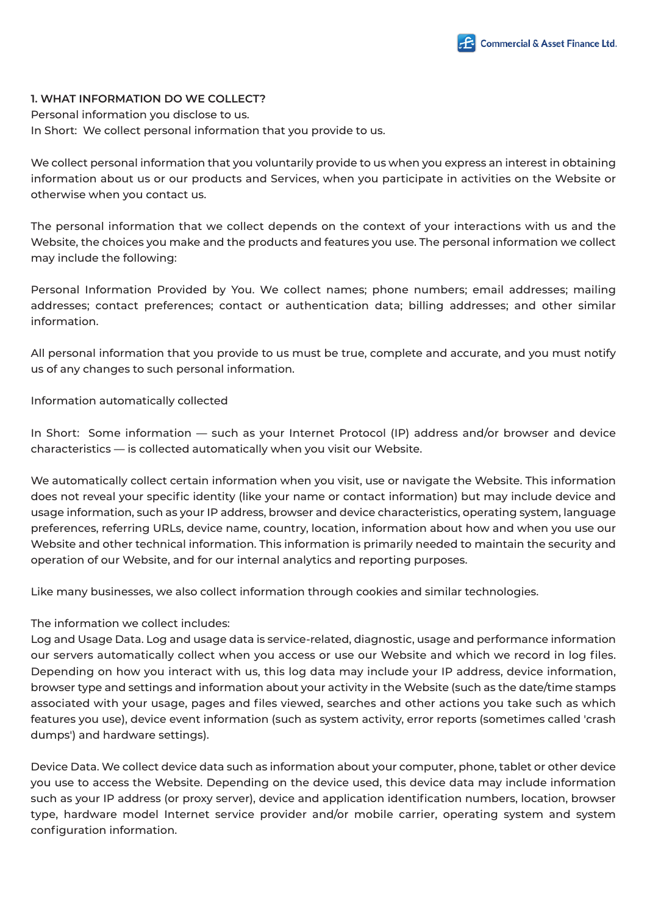## 1. WHAT INFORMATION DO WE COLLECT?

Personal information you disclose to us.

In Short: We collect personal information that you provide to us.

We collect personal information that you voluntarily provide to us when you express an interest in obtaining information about us or our products and Services, when you participate in activities on the Website or otherwise when you contact us.

The personal information that we collect depends on the context of your interactions with us and the Website, the choices you make and the products and features you use. The personal information we collect may include the following:

Personal Information Provided by You. We collect names; phone numbers; email addresses; mailing addresses; contact preferences; contact or authentication data; billing addresses; and other similar information.

All personal information that you provide to us must be true, complete and accurate, and you must notify us of any changes to such personal information.

Information automatically collected

In Short: Some information — such as your Internet Protocol (IP) address and/or browser and device characteristics — is collected automatically when you visit our Website.

We automatically collect certain information when you visit, use or navigate the Website. This information does not reveal your specific identity (like your name or contact information) but may include device and usage information, such as your IP address, browser and device characteristics, operating system, language preferences, referring URLs, device name, country, location, information about how and when you use our Website and other technical information. This information is primarily needed to maintain the security and operation of our Website, and for our internal analytics and reporting purposes.

Like many businesses, we also collect information through cookies and similar technologies.

The information we collect includes:

Log and Usage Data. Log and usage data is service-related, diagnostic, usage and performance information our servers automatically collect when you access or use our Website and which we record in log files. Depending on how you interact with us, this log data may include your IP address, device information, browser type and settings and information about your activity in the Website (such as the date/time stamps associated with your usage, pages and files viewed, searches and other actions you take such as which features you use), device event information (such as system activity, error reports (sometimes called 'crash dumps') and hardware settings).

Device Data. We collect device data such as information about your computer, phone, tablet or other device you use to access the Website. Depending on the device used, this device data may include information such as your IP address (or proxy server), device and application identification numbers, location, browser type, hardware model Internet service provider and/or mobile carrier, operating system and system configuration information.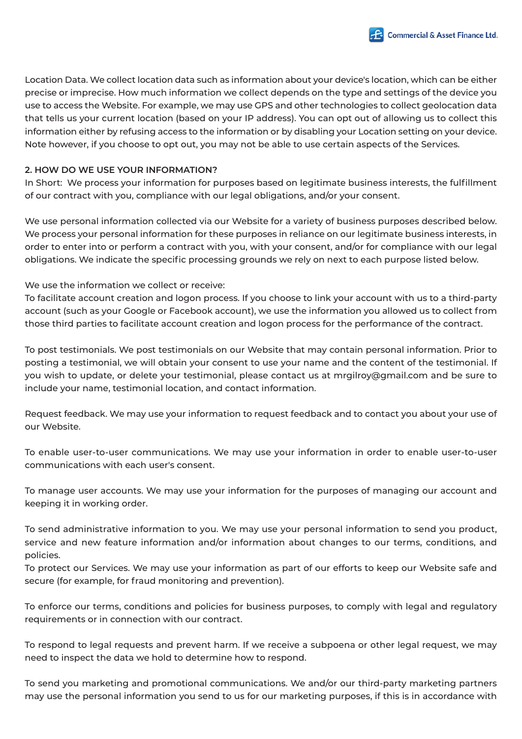Location Data. We collect location data such as information about your device's location, which can be either precise or imprecise. How much information we collect depends on the type and settings of the device you use to access the Website. For example, we may use GPS and other technologies to collect geolocation data that tells us your current location (based on your IP address). You can opt out of allowing us to collect this information either by refusing access to the information or by disabling your Location setting on your device. Note however, if you choose to opt out, you may not be able to use certain aspects of the Services.

## 2. HOW DO WE USE YOUR INFORMATION?

In Short: We process your information for purposes based on legitimate business interests, the fulfillment of our contract with you, compliance with our legal obligations, and/or your consent.

We use personal information collected via our Website for a variety of business purposes described below. We process your personal information for these purposes in reliance on our legitimate business interests, in order to enter into or perform a contract with you, with your consent, and/or for compliance with our legal obligations. We indicate the specific processing grounds we rely on next to each purpose listed below.

We use the information we collect or receive:
To facilitate account creation and logon process. If you choose to link your account with us to a third-party account (such as your Google or Facebook account), we use the information you allowed us to collect from those third parties to facilitate account creation and logon process for the performance of the contract.

To post testimonials. We post testimonials on our Website that may contain personal information. Prior to posting a testimonial, we will obtain your consent to use your name and the content of the testimonial. If you wish to update, or delete your testimonial, please contact us at mrgilroy@gmail.com and be sure to include your name, testimonial location, and contact information.

Request feedback. We may use your information to request feedback and to contact you about your use of our Website.

To enable user-to-user communications. We may use your information in order to enable user-to-user communications with each user's consent.

To manage user accounts. We may use your information for the purposes of managing our account and keeping it in working order.

To send administrative information to you. We may use your personal information to send you product, service and new feature information and/or information about changes to our terms, conditions, and policies.
To protect our Services. We may use your information as part of our efforts to keep our Website safe and secure (for example, for fraud monitoring and prevention).

To enforce our terms, conditions and policies for business purposes, to comply with legal and regulatory requirements or in connection with our contract.

To respond to legal requests and prevent harm. If we receive a subpoena or other legal request, we may need to inspect the data we hold to determine how to respond.

To send you marketing and promotional communications. We and/or our third-party marketing partners may use the personal information you send to us for our marketing purposes, if this is in accordance with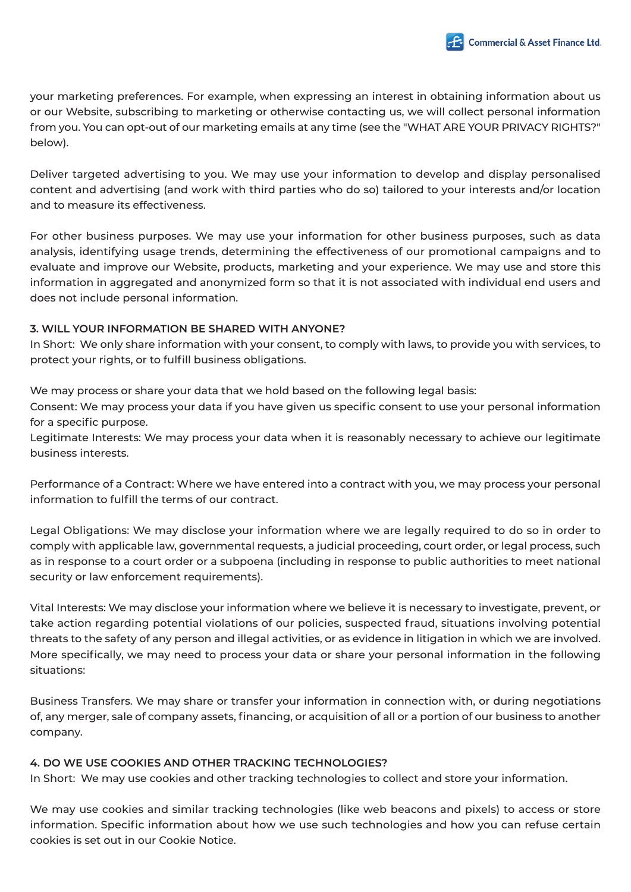your marketing preferences. For example, when expressing an interest in obtaining information about us or our Website, subscribing to marketing or otherwise contacting us, we will collect personal information from you. You can opt-out of our marketing emails at any time (see the "WHAT ARE YOUR PRIVACY RIGHTS?" below).

Deliver targeted advertising to you. We may use your information to develop and display personalised content and advertising (and work with third parties who do so) tailored to your interests and/or location and to measure its effectiveness.

For other business purposes. We may use your information for other business purposes, such as data analysis, identifying usage trends, determining the effectiveness of our promotional campaigns and to evaluate and improve our Website, products, marketing and your experience. We may use and store this information in aggregated and anonymized form so that it is not associated with individual end users and does not include personal information.

**3. WILL YOUR INFORMATION BE SHARED WITH ANYONE?**

In Short: We only share information with your consent, to comply with laws, to provide you with services, to protect your rights, or to fulfill business obligations.

We may process or share your data that we hold based on the following legal basis:

Consent: We may process your data if you have given us specific consent to use your personal information for a specific purpose.

Legitimate Interests: We may process your data when it is reasonably necessary to achieve our legitimate business interests.

Performance of a Contract: Where we have entered into a contract with you, we may process your personal information to fulfill the terms of our contract.

Legal Obligations: We may disclose your information where we are legally required to do so in order to comply with applicable law, governmental requests, a judicial proceeding, court order, or legal process, such as in response to a court order or a subpoena (including in response to public authorities to meet national security or law enforcement requirements).

Vital Interests: We may disclose your information where we believe it is necessary to investigate, prevent, or take action regarding potential violations of our policies, suspected fraud, situations involving potential threats to the safety of any person and illegal activities, or as evidence in litigation in which we are involved. More specifically, we may need to process your data or share your personal information in the following situations:

Business Transfers. We may share or transfer your information in connection with, or during negotiations of, any merger, sale of company assets, financing, or acquisition of all or a portion of our business to another company.

**4. DO WE USE COOKIES AND OTHER TRACKING TECHNOLOGIES?**

In Short: We may use cookies and other tracking technologies to collect and store your information.

We may use cookies and similar tracking technologies (like web beacons and pixels) to access or store information. Specific information about how we use such technologies and how you can refuse certain cookies is set out in our Cookie Notice.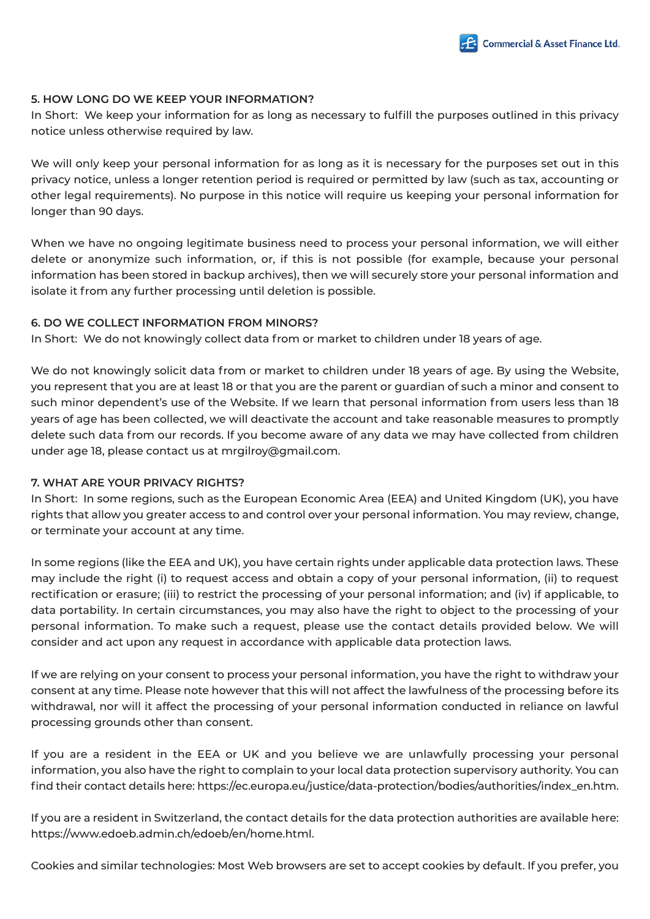### 5. HOW LONG DO WE KEEP YOUR INFORMATION?

In Short: We keep your information for as long as necessary to fulfill the purposes outlined in this privacy notice unless otherwise required by law.

We will only keep your personal information for as long as it is necessary for the purposes set out in this privacy notice, unless a longer retention period is required or permitted by law (such as tax, accounting or other legal requirements). No purpose in this notice will require us keeping your personal information for longer than 90 days.

When we have no ongoing legitimate business need to process your personal information, we will either delete or anonymize such information, or, if this is not possible (for example, because your personal information has been stored in backup archives), then we will securely store your personal information and isolate it from any further processing until deletion is possible.

### 6. DO WE COLLECT INFORMATION FROM MINORS?

In Short: We do not knowingly collect data from or market to children under 18 years of age.

We do not knowingly solicit data from or market to children under 18 years of age. By using the Website, you represent that you are at least 18 or that you are the parent or guardian of such a minor and consent to such minor dependent's use of the Website. If we learn that personal information from users less than 18 years of age has been collected, we will deactivate the account and take reasonable measures to promptly delete such data from our records. If you become aware of any data we may have collected from children under age 18, please contact us at mrgilroy@gmail.com.

### 7. WHAT ARE YOUR PRIVACY RIGHTS?

In Short: In some regions, such as the European Economic Area (EEA) and United Kingdom (UK), you have rights that allow you greater access to and control over your personal information. You may review, change, or terminate your account at any time.

In some regions (like the EEA and UK), you have certain rights under applicable data protection laws. These may include the right (i) to request access and obtain a copy of your personal information, (ii) to request rectification or erasure; (iii) to restrict the processing of your personal information; and (iv) if applicable, to data portability. In certain circumstances, you may also have the right to object to the processing of your personal information. To make such a request, please use the contact details provided below. We will consider and act upon any request in accordance with applicable data protection laws.

If we are relying on your consent to process your personal information, you have the right to withdraw your consent at any time. Please note however that this will not affect the lawfulness of the processing before its withdrawal, nor will it affect the processing of your personal information conducted in reliance on lawful processing grounds other than consent.

If you are a resident in the EEA or UK and you believe we are unlawfully processing your personal information, you also have the right to complain to your local data protection supervisory authority. You can find their contact details here: https://ec.europa.eu/justice/data-protection/bodies/authorities/index_en.htm.

If you are a resident in Switzerland, the contact details for the data protection authorities are available here: https://www.edoeb.admin.ch/edoeb/en/home.html.

Cookies and similar technologies: Most Web browsers are set to accept cookies by default. If you prefer, you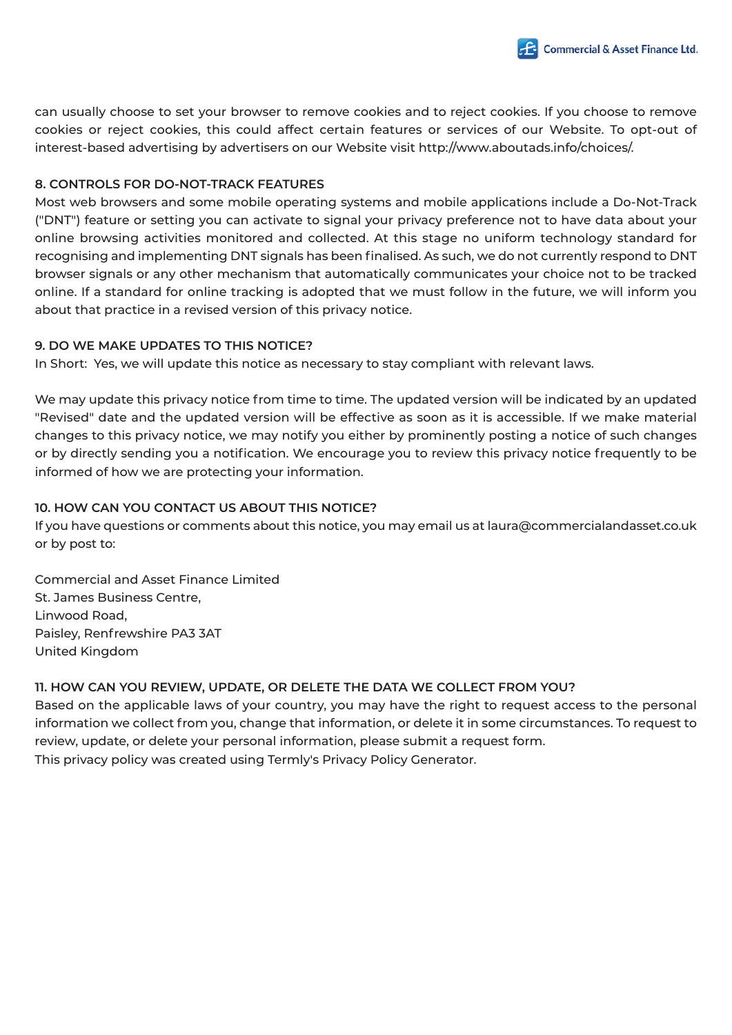can usually choose to set your browser to remove cookies and to reject cookies. If you choose to remove cookies or reject cookies, this could affect certain features or services of our Website. To opt-out of interest-based advertising by advertisers on our Website visit http://www.aboutads.info/choices/.

## 8. CONTROLS FOR DO-NOT-TRACK FEATURES

Most web browsers and some mobile operating systems and mobile applications include a Do-Not-Track ("DNT") feature or setting you can activate to signal your privacy preference not to have data about your online browsing activities monitored and collected. At this stage no uniform technology standard for recognising and implementing DNT signals has been finalised. As such, we do not currently respond to DNT browser signals or any other mechanism that automatically communicates your choice not to be tracked online. If a standard for online tracking is adopted that we must follow in the future, we will inform you about that practice in a revised version of this privacy notice.

## 9. DO WE MAKE UPDATES TO THIS NOTICE?

In Short: Yes, we will update this notice as necessary to stay compliant with relevant laws.

We may update this privacy notice from time to time. The updated version will be indicated by an updated "Revised" date and the updated version will be effective as soon as it is accessible. If we make material changes to this privacy notice, we may notify you either by prominently posting a notice of such changes or by directly sending you a notification. We encourage you to review this privacy notice frequently to be informed of how we are protecting your information.

## 10. HOW CAN YOU CONTACT US ABOUT THIS NOTICE?

If you have questions or comments about this notice, you may email us at laura@commercialandasset.co.uk or by post to:

Commercial and Asset Finance Limited  
St. James Business Centre,  
Linwood Road,  
Paisley, Renfrewshire PA3 3AT  
United Kingdom

## 11. HOW CAN YOU REVIEW, UPDATE, OR DELETE THE DATA WE COLLECT FROM YOU?

Based on the applicable laws of your country, you may have the right to request access to the personal information we collect from you, change that information, or delete it in some circumstances. To request to review, update, or delete your personal information, please submit a request form.  
This privacy policy was created using Termly's Privacy Policy Generator.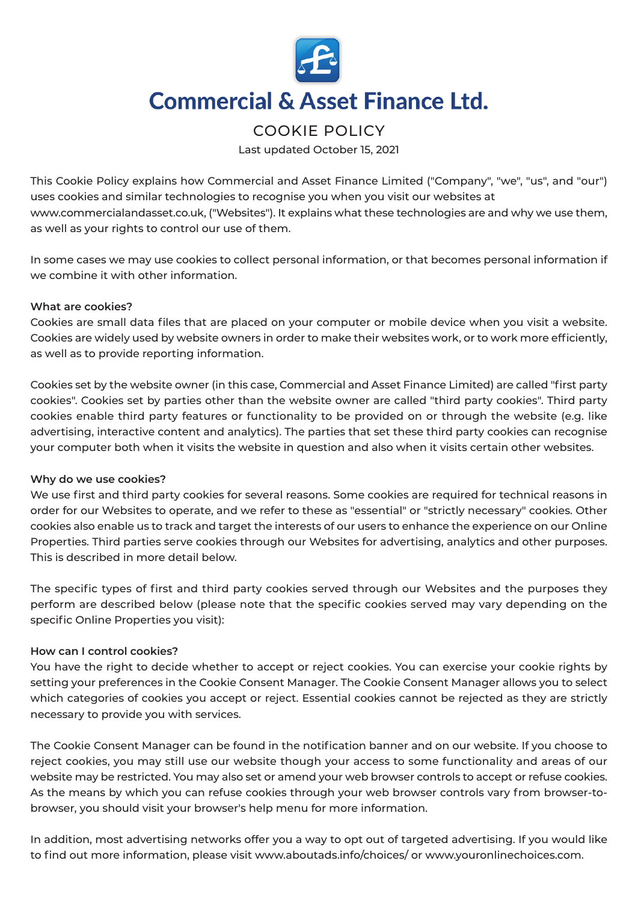# Commercial & Asset Finance Ltd.

## COOKIE POLICY

Last updated October 15, 2021

This Cookie Policy explains how Commercial and Asset Finance Limited ("Company", "we", "us", and "our") uses cookies and similar technologies to recognise you when you visit our websites at www.commercialandasset.co.uk, ("Websites"). It explains what these technologies are and why we use them, as well as your rights to control our use of them.

In some cases we may use cookies to collect personal information, or that becomes personal information if we combine it with other information.

**What are cookies?**

Cookies are small data files that are placed on your computer or mobile device when you visit a website. Cookies are widely used by website owners in order to make their websites work, or to work more efficiently, as well as to provide reporting information.

Cookies set by the website owner (in this case, Commercial and Asset Finance Limited) are called "first party cookies". Cookies set by parties other than the website owner are called "third party cookies". Third party cookies enable third party features or functionality to be provided on or through the website (e.g. like advertising, interactive content and analytics). The parties that set these third party cookies can recognise your computer both when it visits the website in question and also when it visits certain other websites.

**Why do we use cookies?**

We use first and third party cookies for several reasons. Some cookies are required for technical reasons in order for our Websites to operate, and we refer to these as "essential" or "strictly necessary" cookies. Other cookies also enable us to track and target the interests of our users to enhance the experience on our Online Properties. Third parties serve cookies through our Websites for advertising, analytics and other purposes. This is described in more detail below.

The specific types of first and third party cookies served through our Websites and the purposes they perform are described below (please note that the specific cookies served may vary depending on the specific Online Properties you visit):

**How can I control cookies?**

You have the right to decide whether to accept or reject cookies. You can exercise your cookie rights by setting your preferences in the Cookie Consent Manager. The Cookie Consent Manager allows you to select which categories of cookies you accept or reject. Essential cookies cannot be rejected as they are strictly necessary to provide you with services.

The Cookie Consent Manager can be found in the notification banner and on our website. If you choose to reject cookies, you may still use our website though your access to some functionality and areas of our website may be restricted. You may also set or amend your web browser controls to accept or refuse cookies. As the means by which you can refuse cookies through your web browser controls vary from browser-to-browser, you should visit your browser's help menu for more information.

In addition, most advertising networks offer you a way to opt out of targeted advertising. If you would like to find out more information, please visit www.aboutads.info/choices/ or www.youronlinechoices.com.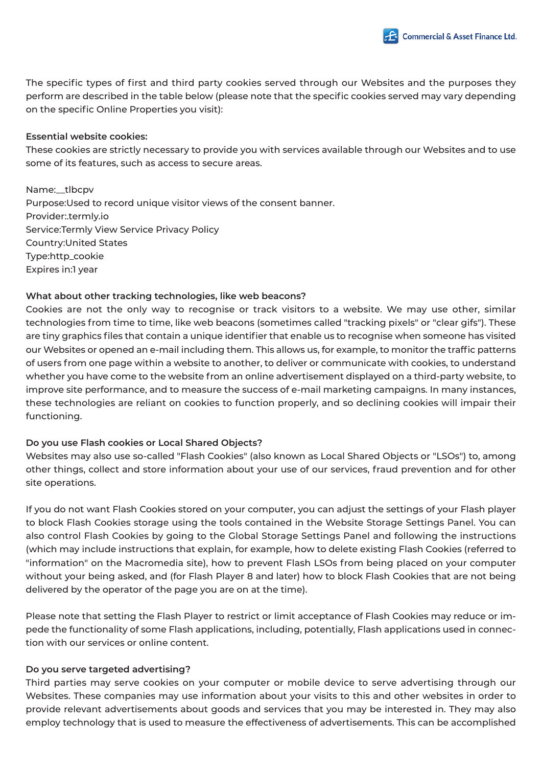The specific types of first and third party cookies served through our Websites and the purposes they perform are described in the table below (please note that the specific cookies served may vary depending on the specific Online Properties you visit):

**Essential website cookies:**
These cookies are strictly necessary to provide you with services available through our Websites and to use some of its features, such as access to secure areas.

Name:__tlbcpv
Purpose:Used to record unique visitor views of the consent banner.
Provider:.termly.io
Service:Termly View Service Privacy Policy
Country:United States
Type:http_cookie
Expires in:1 year

**What about other tracking technologies, like web beacons?**
Cookies are not the only way to recognise or track visitors to a website. We may use other, similar technologies from time to time, like web beacons (sometimes called "tracking pixels" or "clear gifs"). These are tiny graphics files that contain a unique identifier that enable us to recognise when someone has visited our Websites or opened an e-mail including them. This allows us, for example, to monitor the traffic patterns of users from one page within a website to another, to deliver or communicate with cookies, to understand whether you have come to the website from an online advertisement displayed on a third-party website, to improve site performance, and to measure the success of e-mail marketing campaigns. In many instances, these technologies are reliant on cookies to function properly, and so declining cookies will impair their functioning.

**Do you use Flash cookies or Local Shared Objects?**
Websites may also use so-called "Flash Cookies" (also known as Local Shared Objects or "LSOs") to, among other things, collect and store information about your use of our services, fraud prevention and for other site operations.

If you do not want Flash Cookies stored on your computer, you can adjust the settings of your Flash player to block Flash Cookies storage using the tools contained in the Website Storage Settings Panel. You can also control Flash Cookies by going to the Global Storage Settings Panel and following the instructions (which may include instructions that explain, for example, how to delete existing Flash Cookies (referred to "information" on the Macromedia site), how to prevent Flash LSOs from being placed on your computer without your being asked, and (for Flash Player 8 and later) how to block Flash Cookies that are not being delivered by the operator of the page you are on at the time).

Please note that setting the Flash Player to restrict or limit acceptance of Flash Cookies may reduce or impede the functionality of some Flash applications, including, potentially, Flash applications used in connection with our services or online content.

**Do you serve targeted advertising?**
Third parties may serve cookies on your computer or mobile device to serve advertising through our Websites. These companies may use information about your visits to this and other websites in order to provide relevant advertisements about goods and services that you may be interested in. They may also employ technology that is used to measure the effectiveness of advertisements. This can be accomplished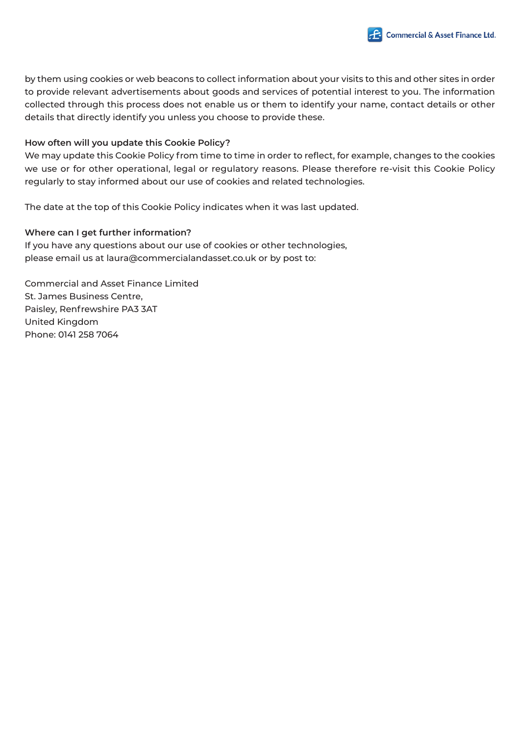by them using cookies or web beacons to collect information about your visits to this and other sites in order to provide relevant advertisements about goods and services of potential interest to you. The information collected through this process does not enable us or them to identify your name, contact details or other details that directly identify you unless you choose to provide these.

**How often will you update this Cookie Policy?**

We may update this Cookie Policy from time to time in order to reflect, for example, changes to the cookies we use or for other operational, legal or regulatory reasons. Please therefore re-visit this Cookie Policy regularly to stay informed about our use of cookies and related technologies.

The date at the top of this Cookie Policy indicates when it was last updated.

**Where can I get further information?**

If you have any questions about our use of cookies or other technologies, please email us at laura@commercialandasset.co.uk or by post to:

Commercial and Asset Finance Limited
St. James Business Centre,
Paisley, Renfrewshire PA3 3AT
United Kingdom
Phone: 0141 258 7064